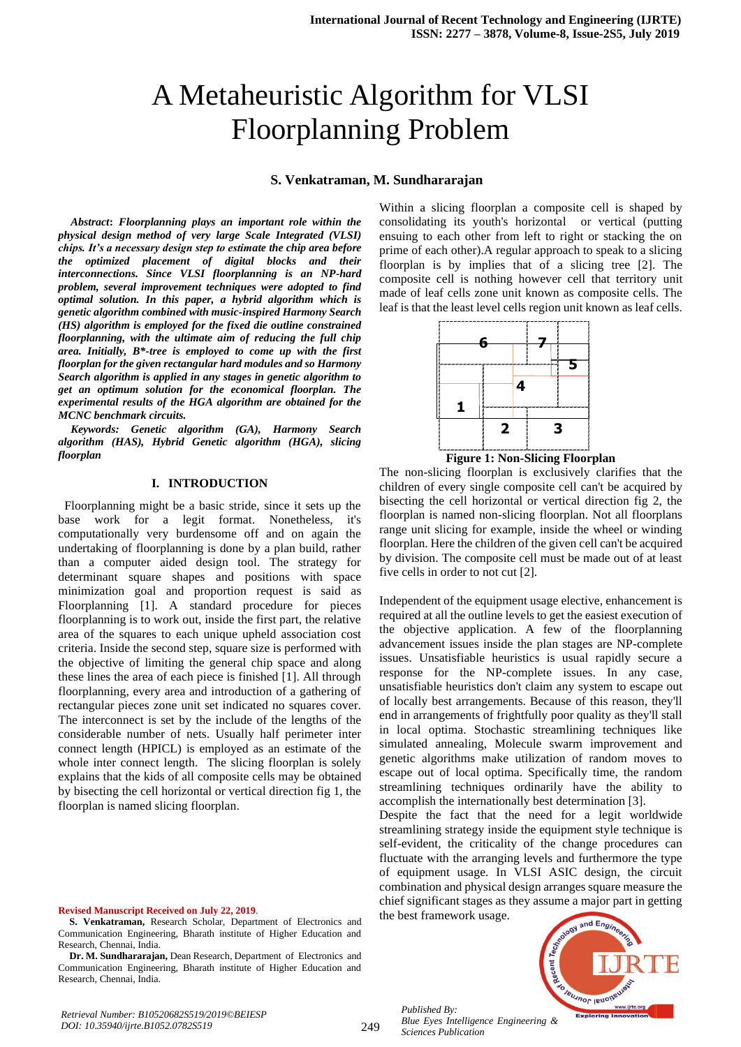# A Metaheuristic Algorithm for VLSI Floorplanning Problem

**S. Venkatraman, M. Sundhararajan**

***Abstract*: *Floorplanning plays an important role within the physical design method of very large Scale Integrated (VLSI) chips. It's a necessary design step to estimate the chip area before the optimized placement of digital blocks and their interconnections. Since VLSI floorplanning is an NP-hard problem, several improvement techniques were adopted to find optimal solution. In this paper, a hybrid algorithm which is genetic algorithm combined with music-inspired Harmony Search (HS) algorithm is employed for the fixed die outline constrained floorplanning, with the ultimate aim of reducing the full chip area. Initially, B*-tree is employed to come up with the first floorplan for the given rectangular hard modules and so Harmony Search algorithm is applied in any stages in genetic algorithm to get an optimum solution for the economical floorplan. The experimental results of the HGA algorithm are obtained for the MCNC benchmark circuits.***

***Keywords:* *Genetic algorithm (GA), Harmony Search algorithm (HAS), Hybrid Genetic algorithm (HGA), slicing floorplan***

## I. INTRODUCTION

Floorplanning might be a basic stride, since it sets up the base work for a legit format. Nonetheless, it's computationally very burdensome off and on again the undertaking of floorplanning is done by a plan build, rather than a computer aided design tool. The strategy for determinant square shapes and positions with space minimization goal and proportion request is said as Floorplanning [1]. A standard procedure for pieces floorplanning is to work out, inside the first part, the relative area of the squares to each unique upheld association cost criteria. Inside the second step, square size is performed with the objective of limiting the general chip space and along these lines the area of each piece is finished [1]. All through floorplanning, every area and introduction of a gathering of rectangular pieces zone unit set indicated no squares cover. The interconnect is set by the include of the lengths of the considerable number of nets. Usually half perimeter inter connect length (HPICL) is employed as an estimate of the whole inter connect length. The slicing floorplan is solely explains that the kids of all composite cells may be obtained by bisecting the cell horizontal or vertical direction fig 1, the floorplan is named slicing floorplan.

Within a slicing floorplan a composite cell is shaped by consolidating its youth's horizontal or vertical (putting ensuing to each other from left to right or stacking the on prime of each other).A regular approach to speak to a slicing floorplan is by implies that of a slicing tree [2]. The composite cell is nothing however cell that territory unit made of leaf cells zone unit known as composite cells. The leaf is that the least level cells region unit known as leaf cells.

**Figure 1: Non-Slicing Floorplan**

The non-slicing floorplan is exclusively clarifies that the children of every single composite cell can't be acquired by bisecting the cell horizontal or vertical direction fig 2, the floorplan is named non-slicing floorplan. Not all floorplans range unit slicing for example, inside the wheel or winding floorplan. Here the children of the given cell can't be acquired by division. The composite cell must be made out of at least five cells in order to not cut [2].

Independent of the equipment usage elective, enhancement is required at all the outline levels to get the easiest execution of the objective application. A few of the floorplanning advancement issues inside the plan stages are NP-complete issues. Unsatisfiable heuristics is usual rapidly secure a response for the NP-complete issues. In any case, unsatisfiable heuristics don't claim any system to escape out of locally best arrangements. Because of this reason, they'll end in arrangements of frightfully poor quality as they'll stall in local optima. Stochastic streamlining techniques like simulated annealing, Molecule swarm improvement and genetic algorithms make utilization of random moves to escape out of local optima. Specifically time, the random streamlining techniques ordinarily have the ability to accomplish the internationally best determination [3].

Despite the fact that the need for a legit worldwide streamlining strategy inside the equipment style technique is self-evident, the criticality of the change procedures can fluctuate with the arranging levels and furthermore the type of equipment usage. In VLSI ASIC design, the circuit combination and physical design arranges square measure the chief significant stages as they assume a major part in getting the best framework usage.

**Revised Manuscript Received on July 22, 2019.**

**S. Venkatraman,** Research Scholar, Department of Electronics and Communication Engineering, Bharath institute of Higher Education and Research, Chennai, India.

**Dr. M. Sundhararajan,** Dean Research, Department of Electronics and Communication Engineering, Bharath institute of Higher Education and Research, Chennai, India.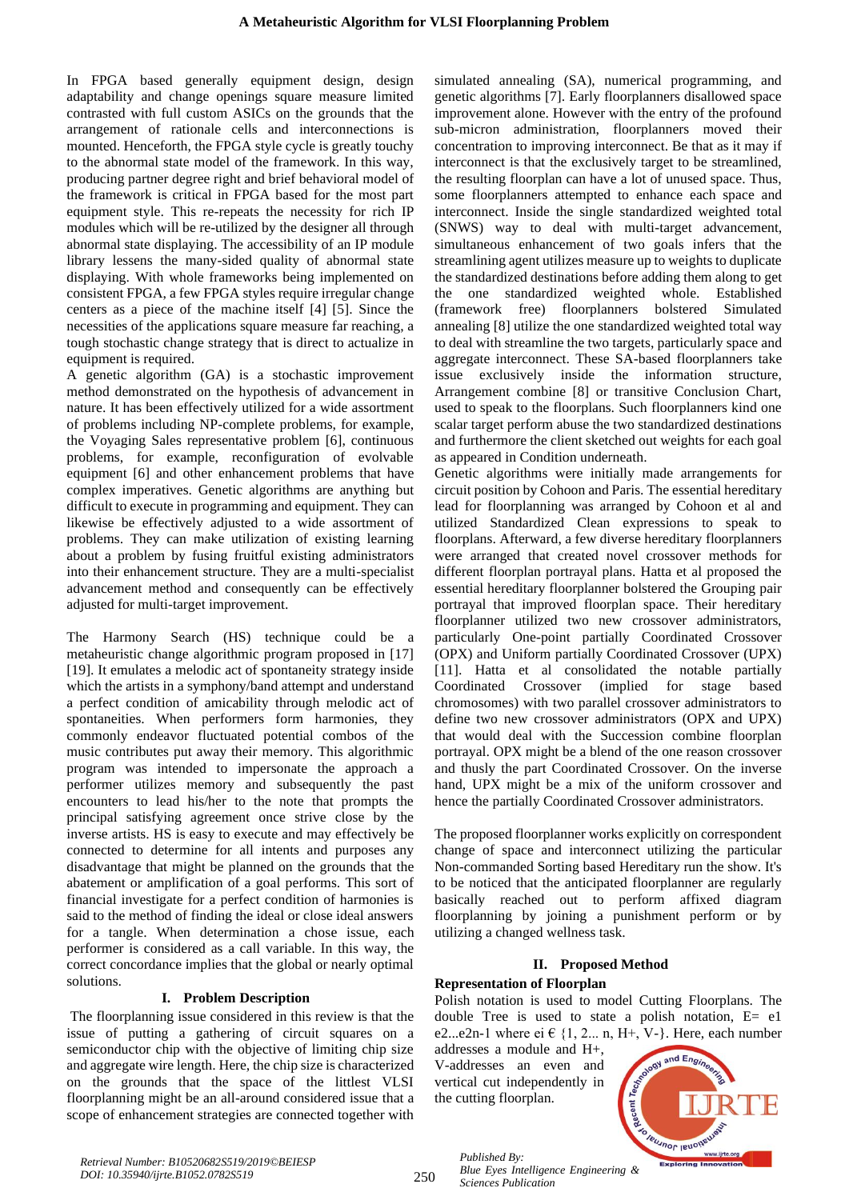In FPGA based generally equipment design, design adaptability and change openings square measure limited contrasted with full custom ASICs on the grounds that the arrangement of rationale cells and interconnections is mounted. Henceforth, the FPGA style cycle is greatly touchy to the abnormal state model of the framework. In this way, producing partner degree right and brief behavioral model of the framework is critical in FPGA based for the most part equipment style. This re-repeats the necessity for rich IP modules which will be re-utilized by the designer all through abnormal state displaying. The accessibility of an IP module library lessens the many-sided quality of abnormal state displaying. With whole frameworks being implemented on consistent FPGA, a few FPGA styles require irregular change centers as a piece of the machine itself [4] [5]. Since the necessities of the applications square measure far reaching, a tough stochastic change strategy that is direct to actualize in equipment is required.

A genetic algorithm (GA) is a stochastic improvement method demonstrated on the hypothesis of advancement in nature. It has been effectively utilized for a wide assortment of problems including NP-complete problems, for example, the Voyaging Sales representative problem [6], continuous problems, for example, reconfiguration of evolvable equipment [6] and other enhancement problems that have complex imperatives. Genetic algorithms are anything but difficult to execute in programming and equipment. They can likewise be effectively adjusted to a wide assortment of problems. They can make utilization of existing learning about a problem by fusing fruitful existing administrators into their enhancement structure. They are a multi-specialist advancement method and consequently can be effectively adjusted for multi-target improvement.

The Harmony Search (HS) technique could be a metaheuristic change algorithmic program proposed in [17] [19]. It emulates a melodic act of spontaneity strategy inside which the artists in a symphony/band attempt and understand a perfect condition of amicability through melodic act of spontaneities. When performers form harmonies, they commonly endeavor fluctuated potential combos of the music contributes put away their memory. This algorithmic program was intended to impersonate the approach a performer utilizes memory and subsequently the past encounters to lead his/her to the note that prompts the principal satisfying agreement once strive close by the inverse artists. HS is easy to execute and may effectively be connected to determine for all intents and purposes any disadvantage that might be planned on the grounds that the abatement or amplification of a goal performs. This sort of financial investigate for a perfect condition of harmonies is said to the method of finding the ideal or close ideal answers for a tangle. When determination a chose issue, each performer is considered as a call variable. In this way, the correct concordance implies that the global or nearly optimal solutions.

## I. Problem Description

The floorplanning issue considered in this review is that the issue of putting a gathering of circuit squares on a semiconductor chip with the objective of limiting chip size and aggregate wire length. Here, the chip size is characterized on the grounds that the space of the littlest VLSI floorplanning might be an all-around considered issue that a scope of enhancement strategies are connected together with simulated annealing (SA), numerical programming, and genetic algorithms [7]. Early floorplanners disallowed space improvement alone. However with the entry of the profound sub-micron administration, floorplanners moved their concentration to improving interconnect. Be that as it may if interconnect is that the exclusively target to be streamlined, the resulting floorplan can have a lot of unused space. Thus, some floorplanners attempted to enhance each space and interconnect. Inside the single standardized weighted total (SNWS) way to deal with multi-target advancement, simultaneous enhancement of two goals infers that the streamlining agent utilizes measure up to weights to duplicate the standardized destinations before adding them along to get the one standardized weighted whole. Established (framework free) floorplanners bolstered Simulated annealing [8] utilize the one standardized weighted total way to deal with streamline the two targets, particularly space and aggregate interconnect. These SA-based floorplanners take issue exclusively inside the information structure, Arrangement combine [8] or transitive Conclusion Chart, used to speak to the floorplans. Such floorplanners kind one scalar target perform abuse the two standardized destinations and furthermore the client sketched out weights for each goal as appeared in Condition underneath.

Genetic algorithms were initially made arrangements for circuit position by Cohoon and Paris. The essential hereditary lead for floorplanning was arranged by Cohoon et al and utilized Standardized Clean expressions to speak to floorplans. Afterward, a few diverse hereditary floorplanners were arranged that created novel crossover methods for different floorplan portrayal plans. Hatta et al proposed the essential hereditary floorplanner bolstered the Grouping pair portrayal that improved floorplan space. Their hereditary floorplanner utilized two new crossover administrators, particularly One-point partially Coordinated Crossover (OPX) and Uniform partially Coordinated Crossover (UPX) [11]. Hatta et al consolidated the notable partially Coordinated Crossover (implied for stage based chromosomes) with two parallel crossover administrators to define two new crossover administrators (OPX and UPX) that would deal with the Succession combine floorplan portrayal. OPX might be a blend of the one reason crossover and thusly the part Coordinated Crossover. On the inverse hand, UPX might be a mix of the uniform crossover and hence the partially Coordinated Crossover administrators.

The proposed floorplanner works explicitly on correspondent change of space and interconnect utilizing the particular Non-commanded Sorting based Hereditary run the show. It's to be noticed that the anticipated floorplanner are regularly basically reached out to perform affixed diagram floorplanning by joining a punishment perform or by utilizing a changed wellness task.

## II. Proposed Method

**Representation of Floorplan**

Polish notation is used to model Cutting Floorplans. The double Tree is used to state a polish notation, E= e1 e2...e2n-1 where ei € {1, 2... n, H+, V-}. Here, each number addresses a module and H+, V-addresses an even and vertical cut independently in the cutting floorplan.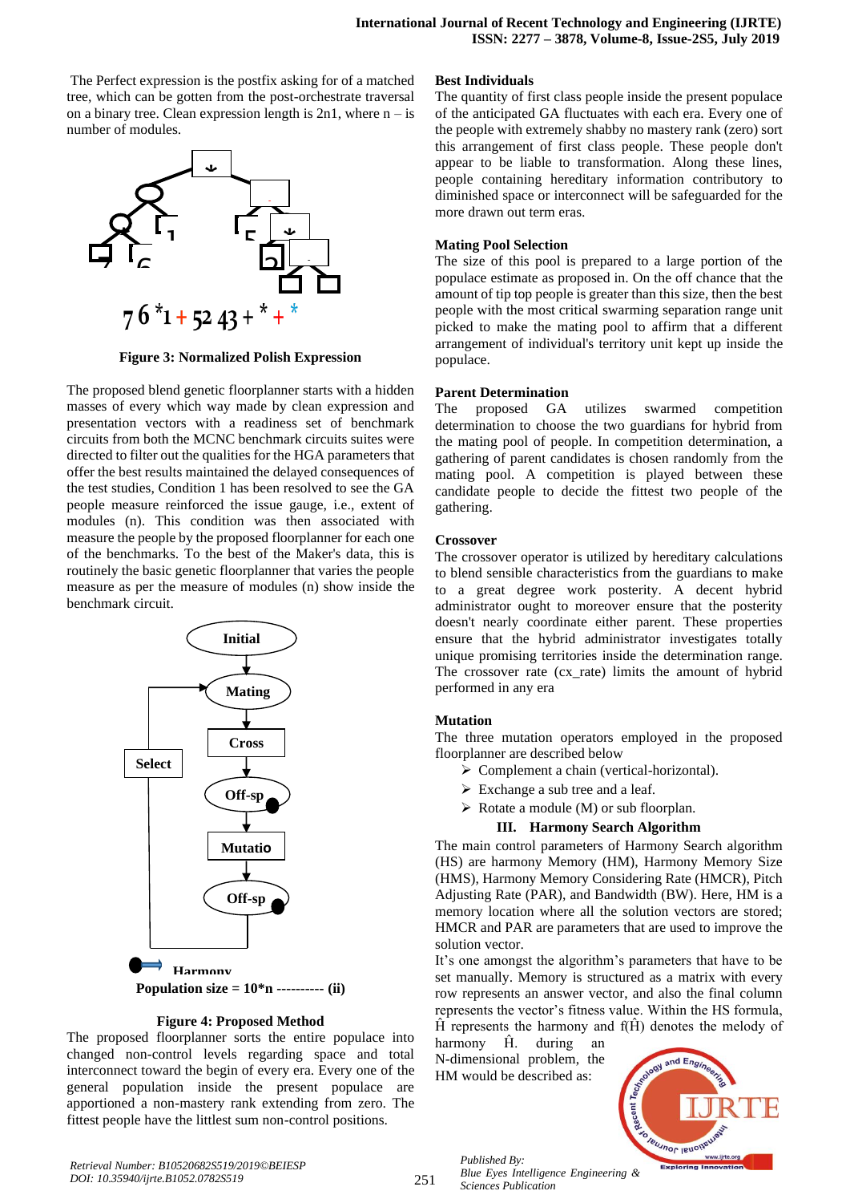The Perfect expression is the postfix asking for of a matched tree, which can be gotten from the post-orchestrate traversal on a binary tree. Clean expression length is 2n1, where n – is number of modules.

7 6 *1 + 52 43 + * + *

**Figure 3: Normalized Polish Expression**

The proposed blend genetic floorplanner starts with a hidden masses of every which way made by clean expression and presentation vectors with a readiness set of benchmark circuits from both the MCNC benchmark circuits suites were directed to filter out the qualities for the HGA parameters that offer the best results maintained the delayed consequences of the test studies, Condition 1 has been resolved to see the GA people measure reinforced the issue gauge, i.e., extent of modules (n). This condition was then associated with measure the people by the proposed floorplanner for each one of the benchmarks. To the best of the Maker's data, this is routinely the basic genetic floorplanner that varies the people measure as per the measure of modules (n) show inside the benchmark circuit.

Initial → Mating → Cross → Off-sp → Mutatio → Off-sp → Select → Harmony

**Population size = 10*n ---------- (ii)**

**Figure 4: Proposed Method**

The proposed floorplanner sorts the entire populace into changed non-control levels regarding space and total interconnect toward the begin of every era. Every one of the general population inside the present populace are apportioned a non-mastery rank extending from zero. The fittest people have the littlest sum non-control positions.

**Best Individuals**

The quantity of first class people inside the present populace of the anticipated GA fluctuates with each era. Every one of the people with extremely shabby no mastery rank (zero) sort this arrangement of first class people. These people don't appear to be liable to transformation. Along these lines, people containing hereditary information contributory to diminished space or interconnect will be safeguarded for the more drawn out term eras.

**Mating Pool Selection**

The size of this pool is prepared to a large portion of the populace estimate as proposed in. On the off chance that the amount of tip top people is greater than this size, then the best people with the most critical swarming separation range unit picked to make the mating pool to affirm that a different arrangement of individual's territory unit kept up inside the populace.

**Parent Determination**

The proposed GA utilizes swarmed competition determination to choose the two guardians for hybrid from the mating pool of people. In competition determination, a gathering of parent candidates is chosen randomly from the mating pool. A competition is played between these candidate people to decide the fittest two people of the gathering.

**Crossover**

The crossover operator is utilized by hereditary calculations to blend sensible characteristics from the guardians to make to a great degree work posterity. A decent hybrid administrator ought to moreover ensure that the posterity doesn't nearly coordinate either parent. These properties ensure that the hybrid administrator investigates totally unique promising territories inside the determination range. The crossover rate (cx_rate) limits the amount of hybrid performed in any era

**Mutation**

The three mutation operators employed in the proposed floorplanner are described below

- Complement a chain (vertical-horizontal).
- Exchange a sub tree and a leaf.
- Rotate a module (M) or sub floorplan.

## III. Harmony Search Algorithm

The main control parameters of Harmony Search algorithm (HS) are harmony Memory (HM), Harmony Memory Size (HMS), Harmony Memory Considering Rate (HMCR), Pitch Adjusting Rate (PAR), and Bandwidth (BW). Here, HM is a memory location where all the solution vectors are stored; HMCR and PAR are parameters that are used to improve the solution vector.

It's one amongst the algorithm's parameters that have to be set manually. Memory is structured as a matrix with every row represents an answer vector, and also the final column represents the vector's fitness value. Within the HS formula, $\hat{H}$ represents the harmony and $f(\hat{H})$ denotes the melody of harmony $\hat{H}$. during an N-dimensional problem, the HM would be described as: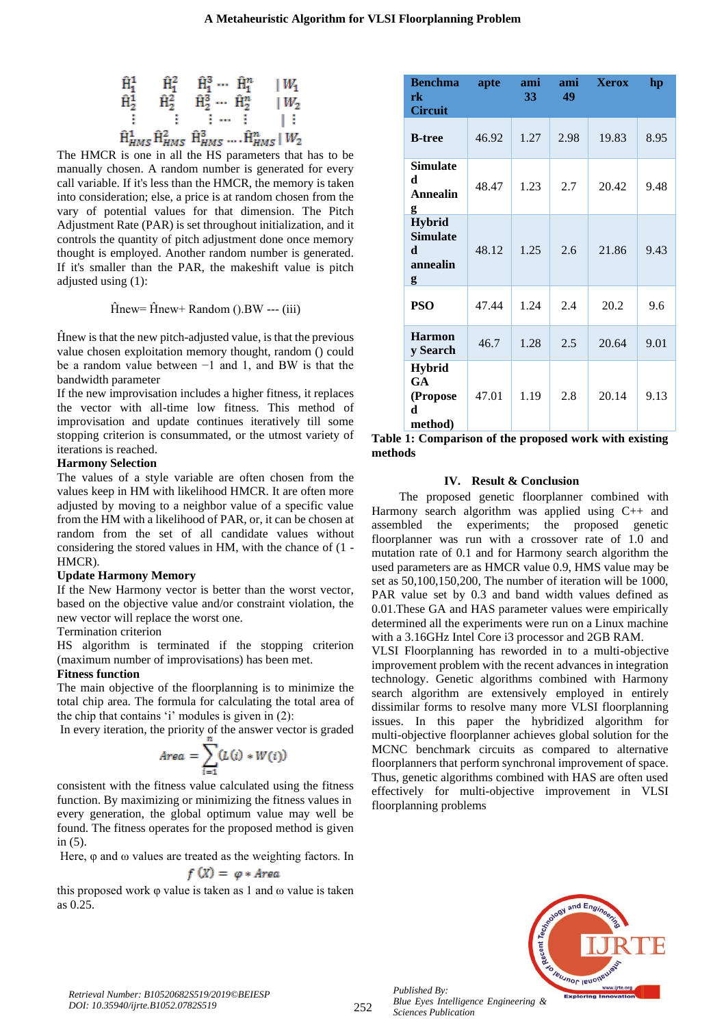$$
\begin{matrix}
\hat{H}_1^1 & \hat{H}_1^2 & \hat{H}_1^3 \cdots \hat{H}_1^n & | W_1 \\
\hat{H}_2^1 & \hat{H}_2^2 & \hat{H}_2^3 \cdots \hat{H}_2^n & | W_2 \\
\vdots & \vdots & \vdots \cdots \vdots & | \vdots \\
\hat{H}_{HMS}^1 & \hat{H}_{HMS}^2 & \hat{H}_{HMS}^3 \cdots \hat{H}_{HMS}^n & | W_2
\end{matrix}
$$

The HMCR is one in all the HS parameters that has to be manually chosen. A random number is generated for every call variable. If it's less than the HMCR, the memory is taken into consideration; else, a price is at random chosen from the vary of potential values for that dimension. The Pitch Adjustment Rate (PAR) is set throughout initialization, and it controls the quantity of pitch adjustment done once memory thought is employed. Another random number is generated. If it's smaller than the PAR, the makeshift value is pitch adjusted using (1):

$$\hat{H}new = \hat{H}new + Random().BW \text{ --- (iii)}$$

Ĥnew is that the new pitch-adjusted value, is that the previous value chosen exploitation memory thought, random () could be a random value between −1 and 1, and BW is that the bandwidth parameter

If the new improvisation includes a higher fitness, it replaces the vector with all-time low fitness. This method of improvisation and update continues iteratively till some stopping criterion is consummated, or the utmost variety of iterations is reached.

**Harmony Selection**

The values of a style variable are often chosen from the values keep in HM with likelihood HMCR. It are often more adjusted by moving to a neighbor value of a specific value from the HM with a likelihood of PAR, or, it can be chosen at random from the set of all candidate values without considering the stored values in HM, with the chance of (1 - HMCR).

**Update Harmony Memory**

If the New Harmony vector is better than the worst vector, based on the objective value and/or constraint violation, the new vector will replace the worst one.

Termination criterion

HS algorithm is terminated if the stopping criterion (maximum number of improvisations) has been met.

**Fitness function**

The main objective of the floorplanning is to minimize the total chip area. The formula for calculating the total area of the chip that contains 'i' modules is given in (2):

In every iteration, the priority of the answer vector is graded

$$Area = \sum_{i=1}^{n} (L(i) * W(i))$$

consistent with the fitness value calculated using the fitness function. By maximizing or minimizing the fitness values in every generation, the global optimum value may well be found. The fitness operates for the proposed method is given in (5).

Here, φ and ω values are treated as the weighting factors. In

$$f(X) = \varphi * Area$$

this proposed work φ value is taken as 1 and ω value is taken as 0.25.

| Benchmark Circuit | apte | ami 33 | ami 49 | Xerox | hp |
|---|---|---|---|---|---|
| **B-tree** | 46.92 | 1.27 | 2.98 | 19.83 | 8.95 |
| **Simulated Annealing** | 48.47 | 1.23 | 2.7 | 20.42 | 9.48 |
| **Hybrid Simulated annealing** | 48.12 | 1.25 | 2.6 | 21.86 | 9.43 |
| **PSO** | 47.44 | 1.24 | 2.4 | 20.2 | 9.6 |
| **Harmony Search** | 46.7 | 1.28 | 2.5 | 20.64 | 9.01 |
| **Hybrid GA (Proposed method)** | 47.01 | 1.19 | 2.8 | 20.14 | 9.13 |

**Table 1: Comparison of the proposed work with existing methods**

## IV. Result & Conclusion

The proposed genetic floorplanner combined with Harmony search algorithm was applied using C++ and assembled the experiments; the proposed genetic floorplanner was run with a crossover rate of 1.0 and mutation rate of 0.1 and for Harmony search algorithm the used parameters are as HMCR value 0.9, HMS value may be set as 50,100,150,200, The number of iteration will be 1000, PAR value set by 0.3 and band width values defined as 0.01.These GA and HAS parameter values were empirically determined all the experiments were run on a Linux machine with a 3.16GHz Intel Core i3 processor and 2GB RAM.

VLSI Floorplanning has reworded in to a multi-objective improvement problem with the recent advances in integration technology. Genetic algorithms combined with Harmony search algorithm are extensively employed in entirely dissimilar forms to resolve many more VLSI floorplanning issues. In this paper the hybridized algorithm for multi-objective floorplanner achieves global solution for the MCNC benchmark circuits as compared to alternative floorplanners that perform synchronal improvement of space. Thus, genetic algorithms combined with HAS are often used effectively for multi-objective improvement in VLSI floorplanning problems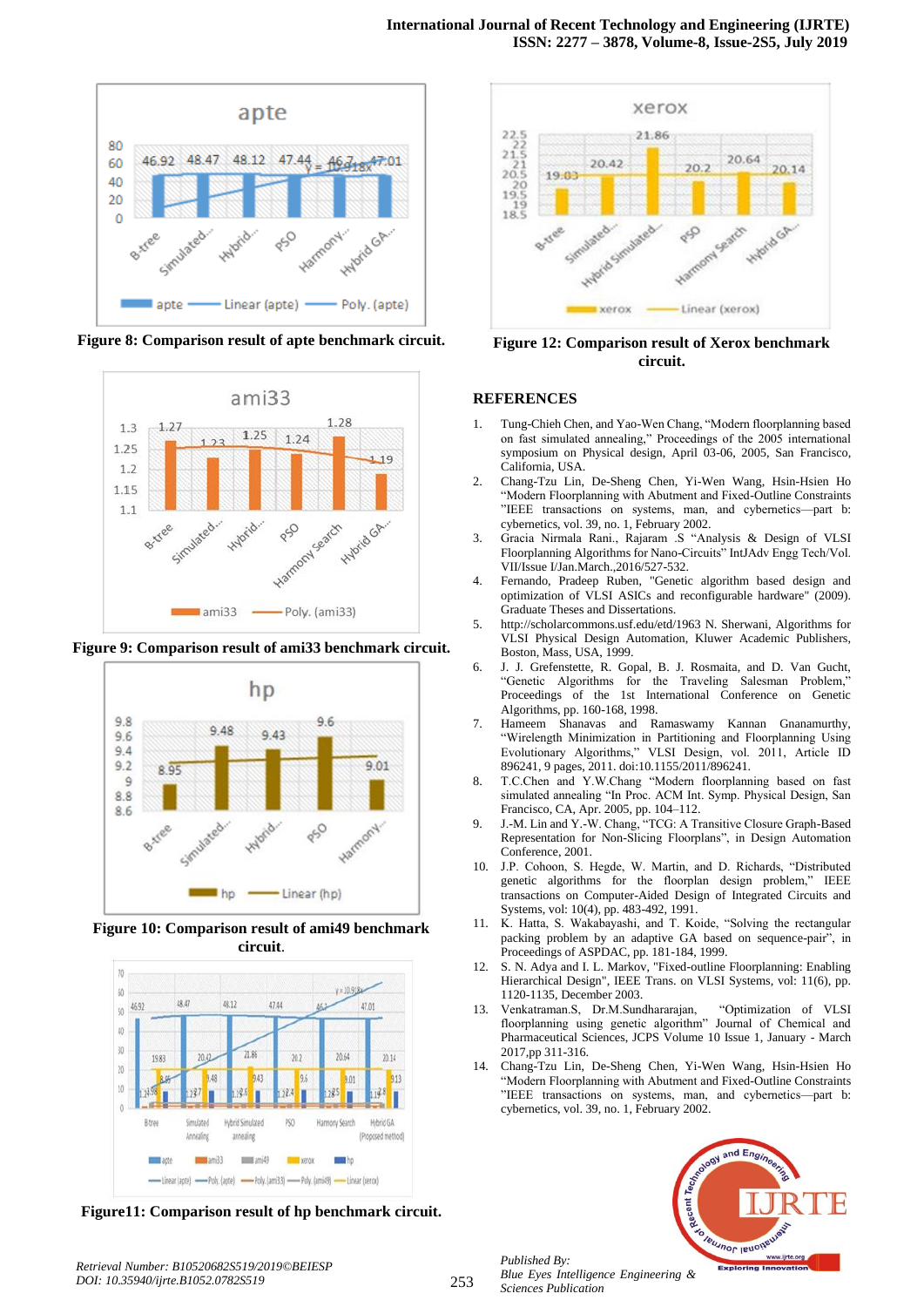Figure 8: Comparison result of apte benchmark circuit.

Figure 9: Comparison result of ami33 benchmark circuit.

Figure 10: Comparison result of ami49 benchmark circuit.

Figure11: Comparison result of hp benchmark circuit.

Figure 12: Comparison result of Xerox benchmark circuit.

## REFERENCES

1. Tung-Chieh Chen, and Yao-Wen Chang, "Modern floorplanning based on fast simulated annealing," Proceedings of the 2005 international symposium on Physical design, April 03-06, 2005, San Francisco, California, USA.
2. Chang-Tzu Lin, De-Sheng Chen, Yi-Wen Wang, Hsin-Hsien Ho "Modern Floorplanning with Abutment and Fixed-Outline Constraints "IEEE transactions on systems, man, and cybernetics—part b: cybernetics, vol. 39, no. 1, February 2002.
3. Gracia Nirmala Rani., Rajaram .S "Analysis & Design of VLSI Floorplanning Algorithms for Nano-Circuits" IntJAdv Engg Tech/Vol. VII/Issue I/Jan.March.,2016/527-532.
4. Fernando, Pradeep Ruben, "Genetic algorithm based design and optimization of VLSI ASICs and reconfigurable hardware" (2009). Graduate Theses and Dissertations.
5. http://scholarcommons.usf.edu/etd/1963 N. Sherwani, Algorithms for VLSI Physical Design Automation, Kluwer Academic Publishers, Boston, Mass, USA, 1999.
6. J. J. Grefenstette, R. Gopal, B. J. Rosmaita, and D. Van Gucht, "Genetic Algorithms for the Traveling Salesman Problem," Proceedings of the 1st International Conference on Genetic Algorithms, pp. 160-168, 1998.
7. Hameem Shanavas and Ramaswamy Kannan Gnanamurthy, "Wirelength Minimization in Partitioning and Floorplanning Using Evolutionary Algorithms," VLSI Design, vol. 2011, Article ID 896241, 9 pages, 2011. doi:10.1155/2011/896241.
8. T.C.Chen and Y.W.Chang "Modern floorplanning based on fast simulated annealing "In Proc. ACM Int. Symp. Physical Design, San Francisco, CA, Apr. 2005, pp. 104–112.
9. J.-M. Lin and Y.-W. Chang, "TCG: A Transitive Closure Graph-Based Representation for Non-Slicing Floorplans", in Design Automation Conference, 2001.
10. J.P. Cohoon, S. Hegde, W. Martin, and D. Richards, "Distributed genetic algorithms for the floorplan design problem," IEEE transactions on Computer-Aided Design of Integrated Circuits and Systems, vol: 10(4), pp. 483-492, 1991.
11. K. Hatta, S. Wakabayashi, and T. Koide, "Solving the rectangular packing problem by an adaptive GA based on sequence-pair", in Proceedings of ASPDAC, pp. 181-184, 1999.
12. S. N. Adya and I. L. Markov, "Fixed-outline Floorplanning: Enabling Hierarchical Design", IEEE Trans. on VLSI Systems, vol: 11(6), pp. 1120-1135, December 2003.
13. Venkatraman.S, Dr.M.Sundhararajan, "Optimization of VLSI floorplanning using genetic algorithm" Journal of Chemical and Pharmaceutical Sciences, JCPS Volume 10 Issue 1, January - March 2017,pp 311-316.
14. Chang-Tzu Lin, De-Sheng Chen, Yi-Wen Wang, Hsin-Hsien Ho "Modern Floorplanning with Abutment and Fixed-Outline Constraints "IEEE transactions on systems, man, and cybernetics—part b: cybernetics, vol. 39, no. 1, February 2002.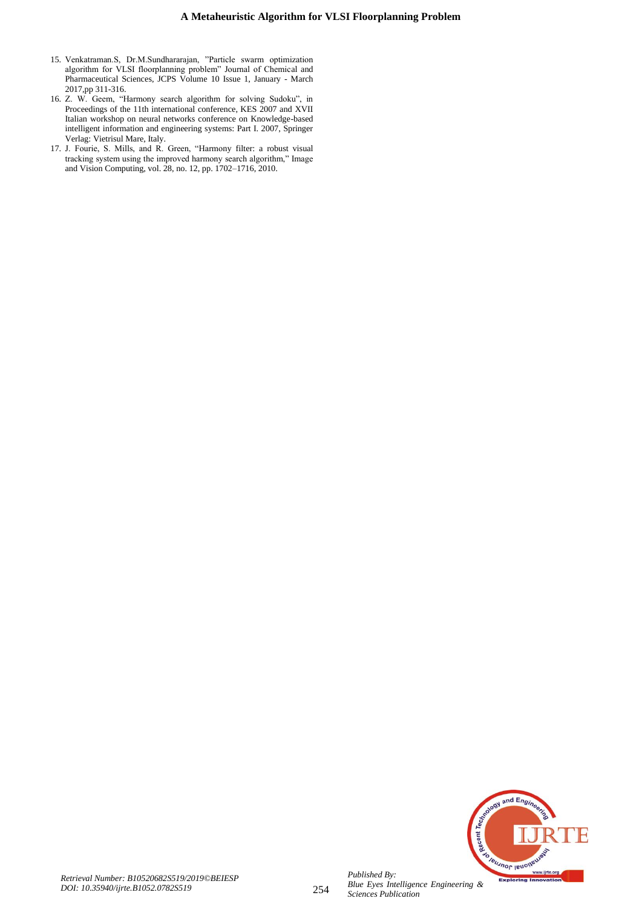15. Venkatraman.S, Dr.M.Sundhararajan, "Particle swarm optimization algorithm for VLSI floorplanning problem" Journal of Chemical and Pharmaceutical Sciences, JCPS Volume 10 Issue 1, January - March 2017,pp 311-316.
16. Z. W. Geem, "Harmony search algorithm for solving Sudoku", in Proceedings of the 11th international conference, KES 2007 and XVII Italian workshop on neural networks conference on Knowledge-based intelligent information and engineering systems: Part I. 2007, Springer Verlag: Vietrisul Mare, Italy.
17. J. Fourie, S. Mills, and R. Green, "Harmony filter: a robust visual tracking system using the improved harmony search algorithm," Image and Vision Computing, vol. 28, no. 12, pp. 1702–1716, 2010.